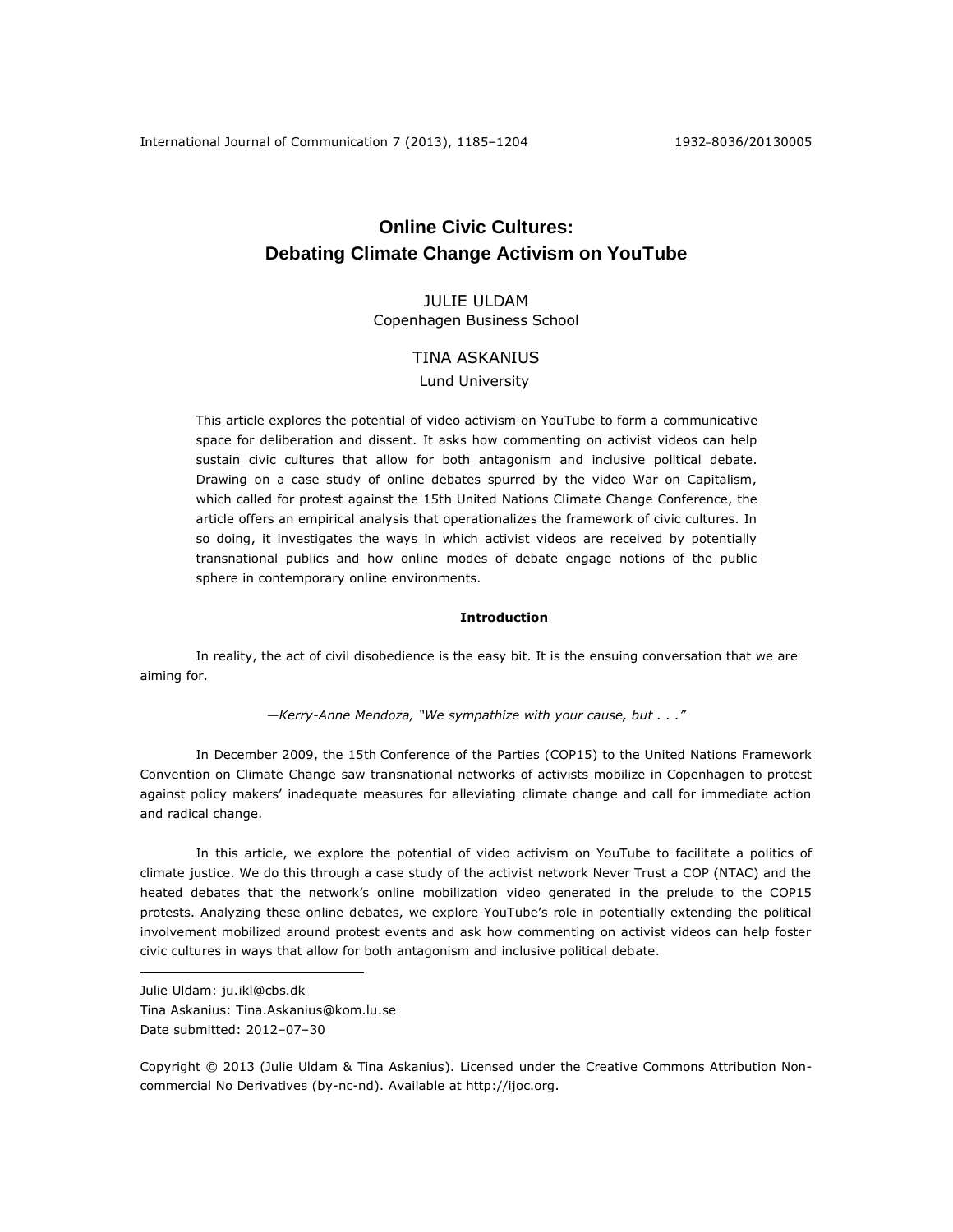# Online Civic Cultures: Debating Climate Change Activism on YouTube

JULIE ULDAM
Copenhagen Business School

TINA ASKANIUS
Lund University

This article explores the potential of video activism on YouTube to form a communicative space for deliberation and dissent. It asks how commenting on activist videos can help sustain civic cultures that allow for both antagonism and inclusive political debate. Drawing on a case study of online debates spurred by the video War on Capitalism, which called for protest against the 15th United Nations Climate Change Conference, the article offers an empirical analysis that operationalizes the framework of civic cultures. In so doing, it investigates the ways in which activist videos are received by potentially transnational publics and how online modes of debate engage notions of the public sphere in contemporary online environments.

## Introduction

In reality, the act of civil disobedience is the easy bit. It is the ensuing conversation that we are aiming for.

—*Kerry-Anne Mendoza, "We sympathize with your cause, but . . ."*

In December 2009, the 15th Conference of the Parties (COP15) to the United Nations Framework Convention on Climate Change saw transnational networks of activists mobilize in Copenhagen to protest against policy makers' inadequate measures for alleviating climate change and call for immediate action and radical change.

In this article, we explore the potential of video activism on YouTube to facilitate a politics of climate justice. We do this through a case study of the activist network Never Trust a COP (NTAC) and the heated debates that the network's online mobilization video generated in the prelude to the COP15 protests. Analyzing these online debates, we explore YouTube's role in potentially extending the political involvement mobilized around protest events and ask how commenting on activist videos can help foster civic cultures in ways that allow for both antagonism and inclusive political debate.

---

Julie Uldam: ju.ikl@cbs.dk
Tina Askanius: Tina.Askanius@kom.lu.se
Date submitted: 2012–07–30

Copyright © 2013 (Julie Uldam & Tina Askanius). Licensed under the Creative Commons Attribution Non-commercial No Derivatives (by-nc-nd). Available at http://ijoc.org.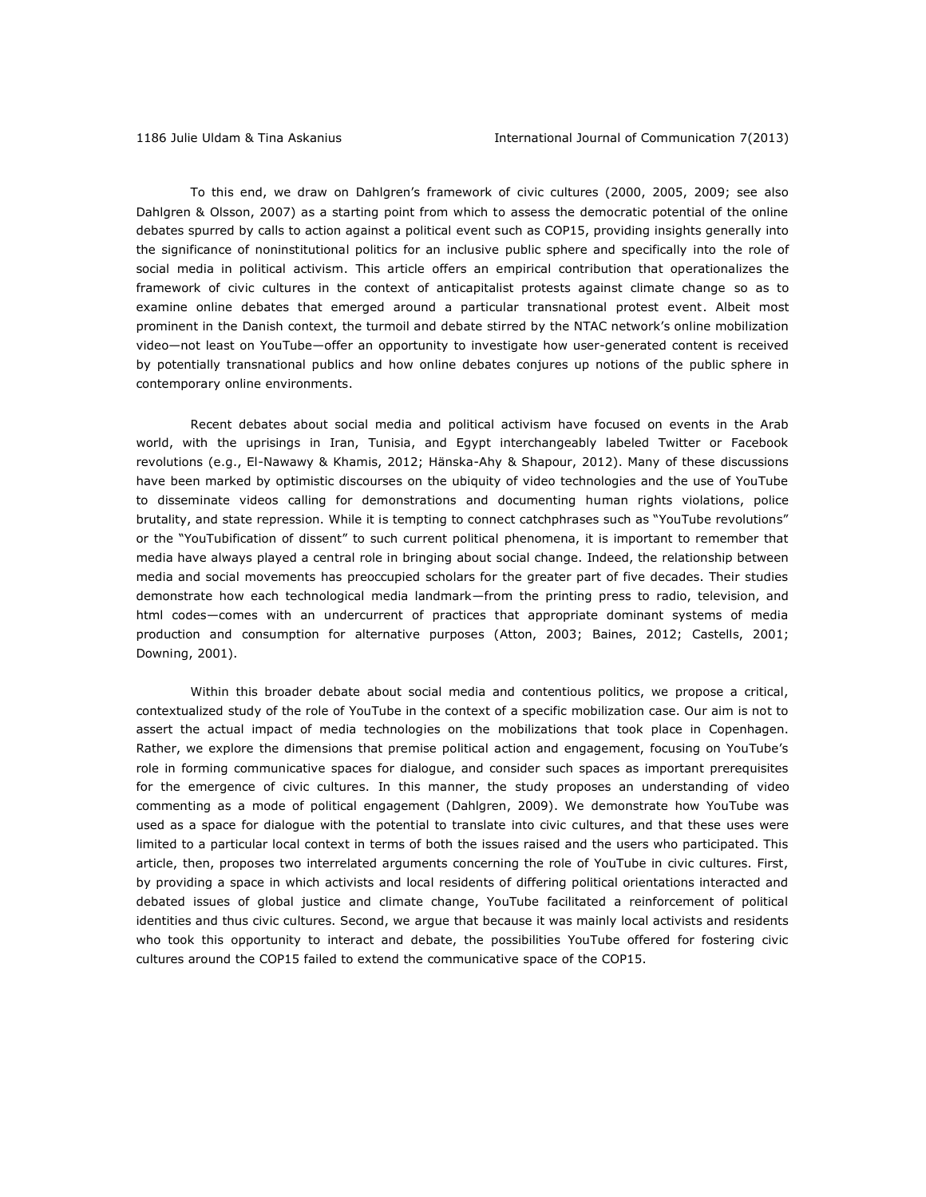To this end, we draw on Dahlgren's framework of civic cultures (2000, 2005, 2009; see also Dahlgren & Olsson, 2007) as a starting point from which to assess the democratic potential of the online debates spurred by calls to action against a political event such as COP15, providing insights generally into the significance of noninstitutional politics for an inclusive public sphere and specifically into the role of social media in political activism. This article offers an empirical contribution that operationalizes the framework of civic cultures in the context of anticapitalist protests against climate change so as to examine online debates that emerged around a particular transnational protest event. Albeit most prominent in the Danish context, the turmoil and debate stirred by the NTAC network's online mobilization video—not least on YouTube—offer an opportunity to investigate how user-generated content is received by potentially transnational publics and how online debates conjures up notions of the public sphere in contemporary online environments.

Recent debates about social media and political activism have focused on events in the Arab world, with the uprisings in Iran, Tunisia, and Egypt interchangeably labeled Twitter or Facebook revolutions (e.g., El-Nawawy & Khamis, 2012; Hänska-Ahy & Shapour, 2012). Many of these discussions have been marked by optimistic discourses on the ubiquity of video technologies and the use of YouTube to disseminate videos calling for demonstrations and documenting human rights violations, police brutality, and state repression. While it is tempting to connect catchphrases such as "YouTube revolutions" or the "YouTubification of dissent" to such current political phenomena, it is important to remember that media have always played a central role in bringing about social change. Indeed, the relationship between media and social movements has preoccupied scholars for the greater part of five decades. Their studies demonstrate how each technological media landmark—from the printing press to radio, television, and html codes—comes with an undercurrent of practices that appropriate dominant systems of media production and consumption for alternative purposes (Atton, 2003; Baines, 2012; Castells, 2001; Downing, 2001).

Within this broader debate about social media and contentious politics, we propose a critical, contextualized study of the role of YouTube in the context of a specific mobilization case. Our aim is not to assert the actual impact of media technologies on the mobilizations that took place in Copenhagen. Rather, we explore the dimensions that premise political action and engagement, focusing on YouTube's role in forming communicative spaces for dialogue, and consider such spaces as important prerequisites for the emergence of civic cultures. In this manner, the study proposes an understanding of video commenting as a mode of political engagement (Dahlgren, 2009). We demonstrate how YouTube was used as a space for dialogue with the potential to translate into civic cultures, and that these uses were limited to a particular local context in terms of both the issues raised and the users who participated. This article, then, proposes two interrelated arguments concerning the role of YouTube in civic cultures. First, by providing a space in which activists and local residents of differing political orientations interacted and debated issues of global justice and climate change, YouTube facilitated a reinforcement of political identities and thus civic cultures. Second, we argue that because it was mainly local activists and residents who took this opportunity to interact and debate, the possibilities YouTube offered for fostering civic cultures around the COP15 failed to extend the communicative space of the COP15.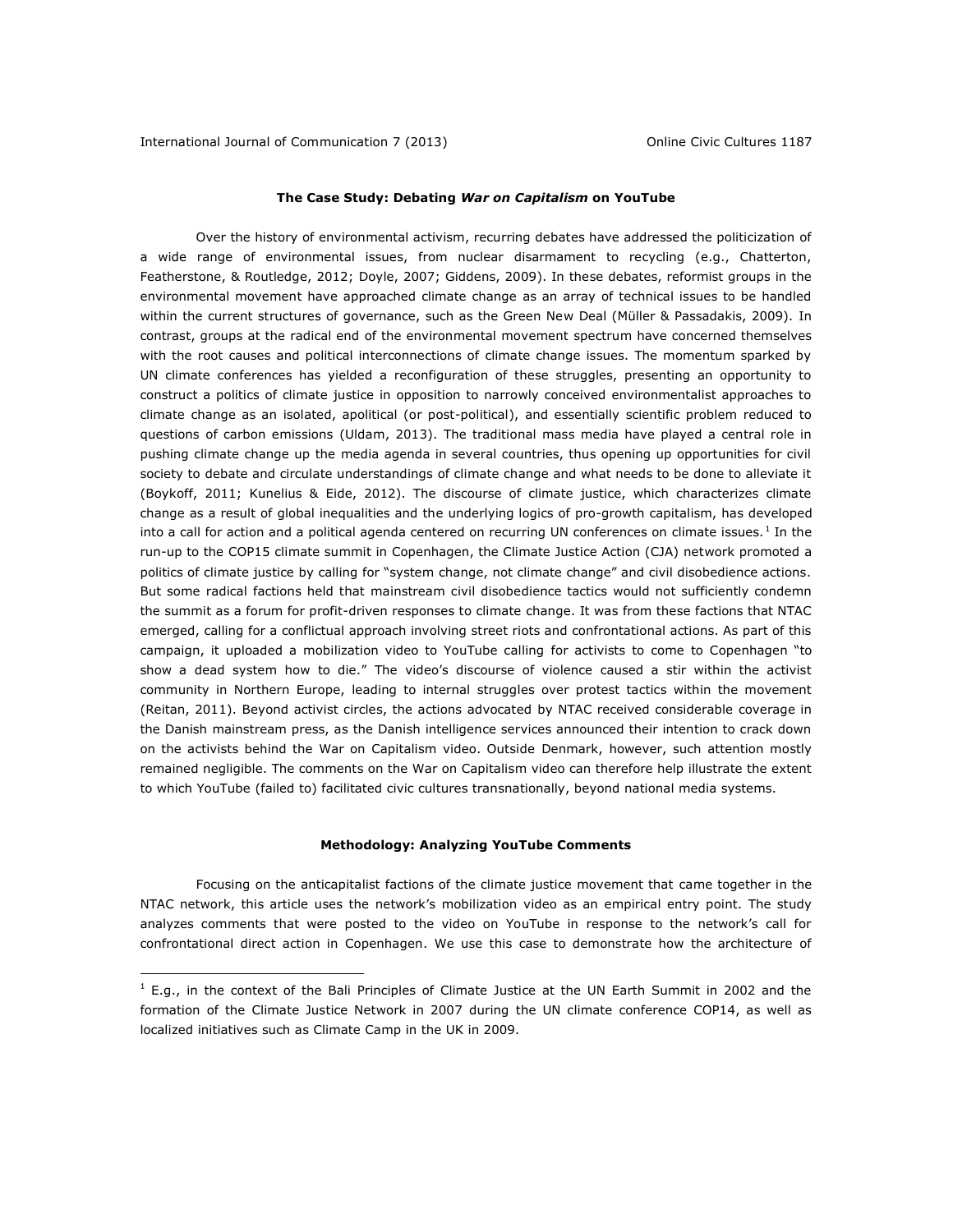## The Case Study: Debating *War on Capitalism* on YouTube

Over the history of environmental activism, recurring debates have addressed the politicization of a wide range of environmental issues, from nuclear disarmament to recycling (e.g., Chatterton, Featherstone, & Routledge, 2012; Doyle, 2007; Giddens, 2009). In these debates, reformist groups in the environmental movement have approached climate change as an array of technical issues to be handled within the current structures of governance, such as the Green New Deal (Müller & Passadakis, 2009). In contrast, groups at the radical end of the environmental movement spectrum have concerned themselves with the root causes and political interconnections of climate change issues. The momentum sparked by UN climate conferences has yielded a reconfiguration of these struggles, presenting an opportunity to construct a politics of climate justice in opposition to narrowly conceived environmentalist approaches to climate change as an isolated, apolitical (or post-political), and essentially scientific problem reduced to questions of carbon emissions (Uldam, 2013). The traditional mass media have played a central role in pushing climate change up the media agenda in several countries, thus opening up opportunities for civil society to debate and circulate understandings of climate change and what needs to be done to alleviate it (Boykoff, 2011; Kunelius & Eide, 2012). The discourse of climate justice, which characterizes climate change as a result of global inequalities and the underlying logics of pro-growth capitalism, has developed into a call for action and a political agenda centered on recurring UN conferences on climate issues.[1] In the run-up to the COP15 climate summit in Copenhagen, the Climate Justice Action (CJA) network promoted a politics of climate justice by calling for "system change, not climate change" and civil disobedience actions. But some radical factions held that mainstream civil disobedience tactics would not sufficiently condemn the summit as a forum for profit-driven responses to climate change. It was from these factions that NTAC emerged, calling for a conflictual approach involving street riots and confrontational actions. As part of this campaign, it uploaded a mobilization video to YouTube calling for activists to come to Copenhagen "to show a dead system how to die." The video's discourse of violence caused a stir within the activist community in Northern Europe, leading to internal struggles over protest tactics within the movement (Reitan, 2011). Beyond activist circles, the actions advocated by NTAC received considerable coverage in the Danish mainstream press, as the Danish intelligence services announced their intention to crack down on the activists behind the War on Capitalism video. Outside Denmark, however, such attention mostly remained negligible. The comments on the War on Capitalism video can therefore help illustrate the extent to which YouTube (failed to) facilitated civic cultures transnationally, beyond national media systems.

## Methodology: Analyzing YouTube Comments

Focusing on the anticapitalist factions of the climate justice movement that came together in the NTAC network, this article uses the network's mobilization video as an empirical entry point. The study analyzes comments that were posted to the video on YouTube in response to the network's call for confrontational direct action in Copenhagen. We use this case to demonstrate how the architecture of

---

[1] E.g., in the context of the Bali Principles of Climate Justice at the UN Earth Summit in 2002 and the formation of the Climate Justice Network in 2007 during the UN climate conference COP14, as well as localized initiatives such as Climate Camp in the UK in 2009.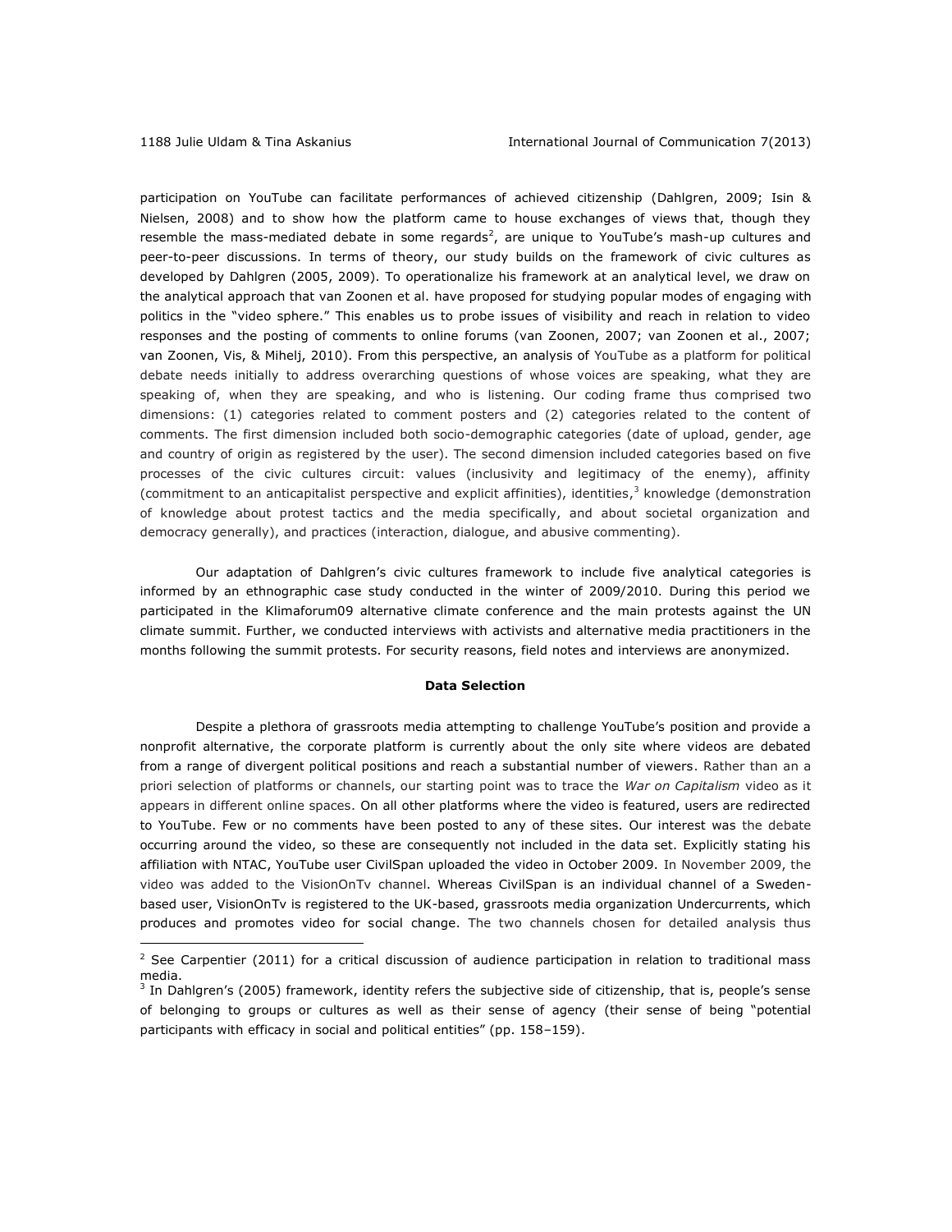participation on YouTube can facilitate performances of achieved citizenship (Dahlgren, 2009; Isin & Nielsen, 2008) and to show how the platform came to house exchanges of views that, though they resemble the mass-mediated debate in some regards[2], are unique to YouTube's mash-up cultures and peer-to-peer discussions. In terms of theory, our study builds on the framework of civic cultures as developed by Dahlgren (2005, 2009). To operationalize his framework at an analytical level, we draw on the analytical approach that van Zoonen et al. have proposed for studying popular modes of engaging with politics in the "video sphere." This enables us to probe issues of visibility and reach in relation to video responses and the posting of comments to online forums (van Zoonen, 2007; van Zoonen et al., 2007; van Zoonen, Vis, & Mihelj, 2010). From this perspective, an analysis of YouTube as a platform for political debate needs initially to address overarching questions of whose voices are speaking, what they are speaking of, when they are speaking, and who is listening. Our coding frame thus comprised two dimensions: (1) categories related to comment posters and (2) categories related to the content of comments. The first dimension included both socio-demographic categories (date of upload, gender, age and country of origin as registered by the user). The second dimension included categories based on five processes of the civic cultures circuit: values (inclusivity and legitimacy of the enemy), affinity (commitment to an anticapitalist perspective and explicit affinities), identities,[3] knowledge (demonstration of knowledge about protest tactics and the media specifically, and about societal organization and democracy generally), and practices (interaction, dialogue, and abusive commenting).

Our adaptation of Dahlgren's civic cultures framework to include five analytical categories is informed by an ethnographic case study conducted in the winter of 2009/2010. During this period we participated in the Klimaforum09 alternative climate conference and the main protests against the UN climate summit. Further, we conducted interviews with activists and alternative media practitioners in the months following the summit protests. For security reasons, field notes and interviews are anonymized.

## Data Selection

Despite a plethora of grassroots media attempting to challenge YouTube's position and provide a nonprofit alternative, the corporate platform is currently about the only site where videos are debated from a range of divergent political positions and reach a substantial number of viewers. Rather than an a priori selection of platforms or channels, our starting point was to trace the *War on Capitalism* video as it appears in different online spaces. On all other platforms where the video is featured, users are redirected to YouTube. Few or no comments have been posted to any of these sites. Our interest was the debate occurring around the video, so these are consequently not included in the data set. Explicitly stating his affiliation with NTAC, YouTube user CivilSpan uploaded the video in October 2009. In November 2009, the video was added to the VisionOnTv channel. Whereas CivilSpan is an individual channel of a Sweden-based user, VisionOnTv is registered to the UK-based, grassroots media organization Undercurrents, which produces and promotes video for social change. The two channels chosen for detailed analysis thus

[2] See Carpentier (2011) for a critical discussion of audience participation in relation to traditional mass media.

[3] In Dahlgren's (2005) framework, identity refers the subjective side of citizenship, that is, people's sense of belonging to groups or cultures as well as their sense of agency (their sense of being "potential participants with efficacy in social and political entities" (pp. 158–159).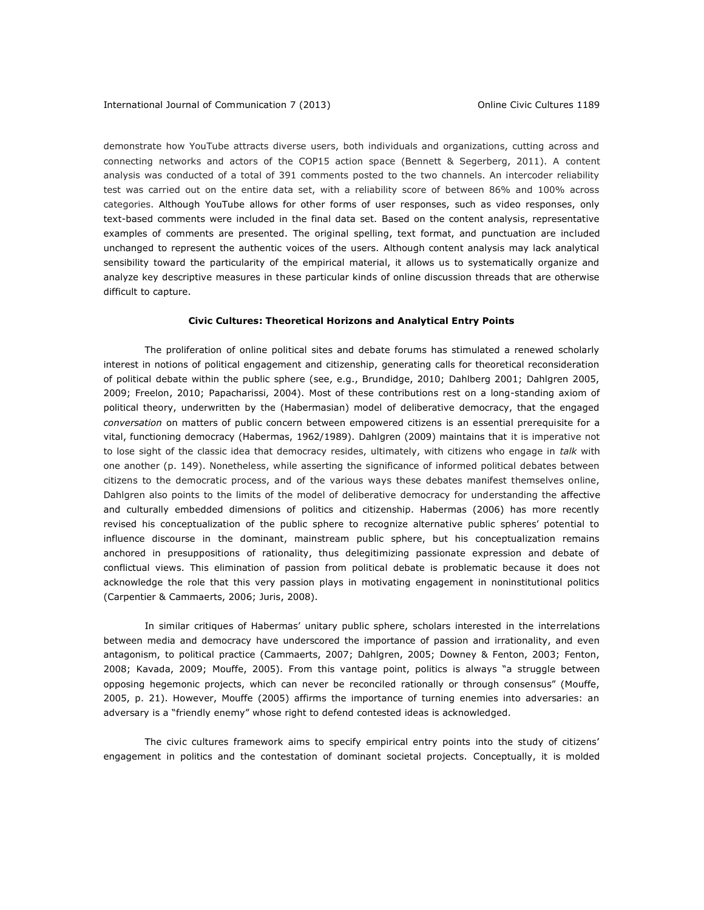demonstrate how YouTube attracts diverse users, both individuals and organizations, cutting across and connecting networks and actors of the COP15 action space (Bennett & Segerberg, 2011). A content analysis was conducted of a total of 391 comments posted to the two channels. An intercoder reliability test was carried out on the entire data set, with a reliability score of between 86% and 100% across categories. Although YouTube allows for other forms of user responses, such as video responses, only text-based comments were included in the final data set. Based on the content analysis, representative examples of comments are presented. The original spelling, text format, and punctuation are included unchanged to represent the authentic voices of the users. Although content analysis may lack analytical sensibility toward the particularity of the empirical material, it allows us to systematically organize and analyze key descriptive measures in these particular kinds of online discussion threads that are otherwise difficult to capture.

## Civic Cultures: Theoretical Horizons and Analytical Entry Points

The proliferation of online political sites and debate forums has stimulated a renewed scholarly interest in notions of political engagement and citizenship, generating calls for theoretical reconsideration of political debate within the public sphere (see, e.g., Brundidge, 2010; Dahlberg 2001; Dahlgren 2005, 2009; Freelon, 2010; Papacharissi, 2004). Most of these contributions rest on a long-standing axiom of political theory, underwritten by the (Habermasian) model of deliberative democracy, that the engaged *conversation* on matters of public concern between empowered citizens is an essential prerequisite for a vital, functioning democracy (Habermas, 1962/1989). Dahlgren (2009) maintains that it is imperative not to lose sight of the classic idea that democracy resides, ultimately, with citizens who engage in *talk* with one another (p. 149). Nonetheless, while asserting the significance of informed political debates between citizens to the democratic process, and of the various ways these debates manifest themselves online, Dahlgren also points to the limits of the model of deliberative democracy for understanding the affective and culturally embedded dimensions of politics and citizenship. Habermas (2006) has more recently revised his conceptualization of the public sphere to recognize alternative public spheres' potential to influence discourse in the dominant, mainstream public sphere, but his conceptualization remains anchored in presuppositions of rationality, thus delegitimizing passionate expression and debate of conflictual views. This elimination of passion from political debate is problematic because it does not acknowledge the role that this very passion plays in motivating engagement in noninstitutional politics (Carpentier & Cammaerts, 2006; Juris, 2008).

In similar critiques of Habermas' unitary public sphere, scholars interested in the interrelations between media and democracy have underscored the importance of passion and irrationality, and even antagonism, to political practice (Cammaerts, 2007; Dahlgren, 2005; Downey & Fenton, 2003; Fenton, 2008; Kavada, 2009; Mouffe, 2005). From this vantage point, politics is always "a struggle between opposing hegemonic projects, which can never be reconciled rationally or through consensus" (Mouffe, 2005, p. 21). However, Mouffe (2005) affirms the importance of turning enemies into adversaries: an adversary is a "friendly enemy" whose right to defend contested ideas is acknowledged.

The civic cultures framework aims to specify empirical entry points into the study of citizens' engagement in politics and the contestation of dominant societal projects. Conceptually, it is molded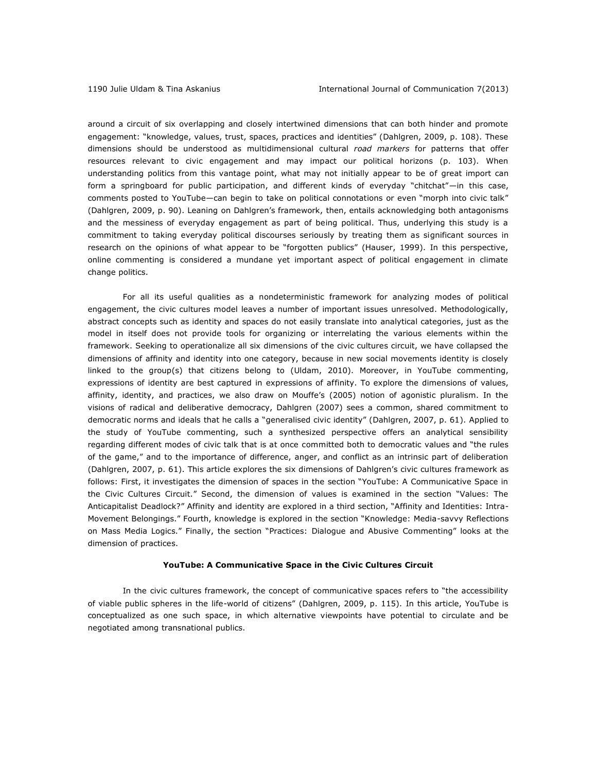around a circuit of six overlapping and closely intertwined dimensions that can both hinder and promote engagement: "knowledge, values, trust, spaces, practices and identities" (Dahlgren, 2009, p. 108). These dimensions should be understood as multidimensional cultural *road markers* for patterns that offer resources relevant to civic engagement and may impact our political horizons (p. 103). When understanding politics from this vantage point, what may not initially appear to be of great import can form a springboard for public participation, and different kinds of everyday "chitchat"—in this case, comments posted to YouTube—can begin to take on political connotations or even "morph into civic talk" (Dahlgren, 2009, p. 90). Leaning on Dahlgren's framework, then, entails acknowledging both antagonisms and the messiness of everyday engagement as part of being political. Thus, underlying this study is a commitment to taking everyday political discourses seriously by treating them as significant sources in research on the opinions of what appear to be "forgotten publics" (Hauser, 1999). In this perspective, online commenting is considered a mundane yet important aspect of political engagement in climate change politics.

For all its useful qualities as a nondeterministic framework for analyzing modes of political engagement, the civic cultures model leaves a number of important issues unresolved. Methodologically, abstract concepts such as identity and spaces do not easily translate into analytical categories, just as the model in itself does not provide tools for organizing or interrelating the various elements within the framework. Seeking to operationalize all six dimensions of the civic cultures circuit, we have collapsed the dimensions of affinity and identity into one category, because in new social movements identity is closely linked to the group(s) that citizens belong to (Uldam, 2010). Moreover, in YouTube commenting, expressions of identity are best captured in expressions of affinity. To explore the dimensions of values, affinity, identity, and practices, we also draw on Mouffe's (2005) notion of agonistic pluralism. In the visions of radical and deliberative democracy, Dahlgren (2007) sees a common, shared commitment to democratic norms and ideals that he calls a "generalised civic identity" (Dahlgren, 2007, p. 61). Applied to the study of YouTube commenting, such a synthesized perspective offers an analytical sensibility regarding different modes of civic talk that is at once committed both to democratic values and "the rules of the game," and to the importance of difference, anger, and conflict as an intrinsic part of deliberation (Dahlgren, 2007, p. 61). This article explores the six dimensions of Dahlgren's civic cultures framework as follows: First, it investigates the dimension of spaces in the section "YouTube: A Communicative Space in the Civic Cultures Circuit." Second, the dimension of values is examined in the section "Values: The Anticapitalist Deadlock?" Affinity and identity are explored in a third section, "Affinity and Identities: Intra-Movement Belongings." Fourth, knowledge is explored in the section "Knowledge: Media-savvy Reflections on Mass Media Logics." Finally, the section "Practices: Dialogue and Abusive Commenting" looks at the dimension of practices.

## YouTube: A Communicative Space in the Civic Cultures Circuit

In the civic cultures framework, the concept of communicative spaces refers to "the accessibility of viable public spheres in the life-world of citizens" (Dahlgren, 2009, p. 115). In this article, YouTube is conceptualized as one such space, in which alternative viewpoints have potential to circulate and be negotiated among transnational publics.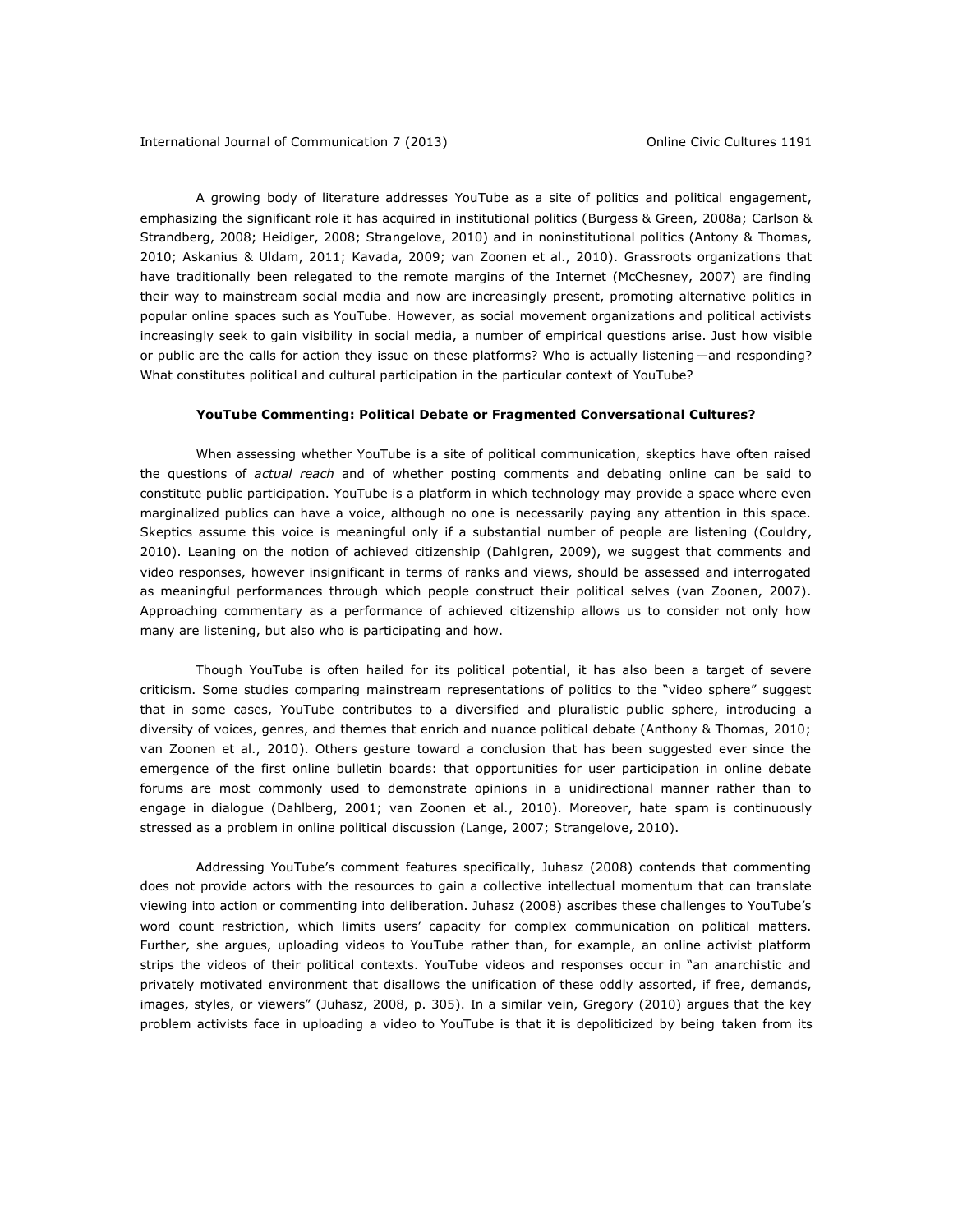A growing body of literature addresses YouTube as a site of politics and political engagement, emphasizing the significant role it has acquired in institutional politics (Burgess & Green, 2008a; Carlson & Strandberg, 2008; Heidiger, 2008; Strangelove, 2010) and in noninstitutional politics (Antony & Thomas, 2010; Askanius & Uldam, 2011; Kavada, 2009; van Zoonen et al., 2010). Grassroots organizations that have traditionally been relegated to the remote margins of the Internet (McChesney, 2007) are finding their way to mainstream social media and now are increasingly present, promoting alternative politics in popular online spaces such as YouTube. However, as social movement organizations and political activists increasingly seek to gain visibility in social media, a number of empirical questions arise. Just how visible or public are the calls for action they issue on these platforms? Who is actually listening—and responding? What constitutes political and cultural participation in the particular context of YouTube?

## YouTube Commenting: Political Debate or Fragmented Conversational Cultures?

When assessing whether YouTube is a site of political communication, skeptics have often raised the questions of *actual reach* and of whether posting comments and debating online can be said to constitute public participation. YouTube is a platform in which technology may provide a space where even marginalized publics can have a voice, although no one is necessarily paying any attention in this space. Skeptics assume this voice is meaningful only if a substantial number of people are listening (Couldry, 2010). Leaning on the notion of achieved citizenship (Dahlgren, 2009), we suggest that comments and video responses, however insignificant in terms of ranks and views, should be assessed and interrogated as meaningful performances through which people construct their political selves (van Zoonen, 2007). Approaching commentary as a performance of achieved citizenship allows us to consider not only how many are listening, but also who is participating and how.

Though YouTube is often hailed for its political potential, it has also been a target of severe criticism. Some studies comparing mainstream representations of politics to the "video sphere" suggest that in some cases, YouTube contributes to a diversified and pluralistic public sphere, introducing a diversity of voices, genres, and themes that enrich and nuance political debate (Anthony & Thomas, 2010; van Zoonen et al., 2010). Others gesture toward a conclusion that has been suggested ever since the emergence of the first online bulletin boards: that opportunities for user participation in online debate forums are most commonly used to demonstrate opinions in a unidirectional manner rather than to engage in dialogue (Dahlberg, 2001; van Zoonen et al., 2010). Moreover, hate spam is continuously stressed as a problem in online political discussion (Lange, 2007; Strangelove, 2010).

Addressing YouTube's comment features specifically, Juhasz (2008) contends that commenting does not provide actors with the resources to gain a collective intellectual momentum that can translate viewing into action or commenting into deliberation. Juhasz (2008) ascribes these challenges to YouTube's word count restriction, which limits users' capacity for complex communication on political matters. Further, she argues, uploading videos to YouTube rather than, for example, an online activist platform strips the videos of their political contexts. YouTube videos and responses occur in "an anarchistic and privately motivated environment that disallows the unification of these oddly assorted, if free, demands, images, styles, or viewers" (Juhasz, 2008, p. 305). In a similar vein, Gregory (2010) argues that the key problem activists face in uploading a video to YouTube is that it is depoliticized by being taken from its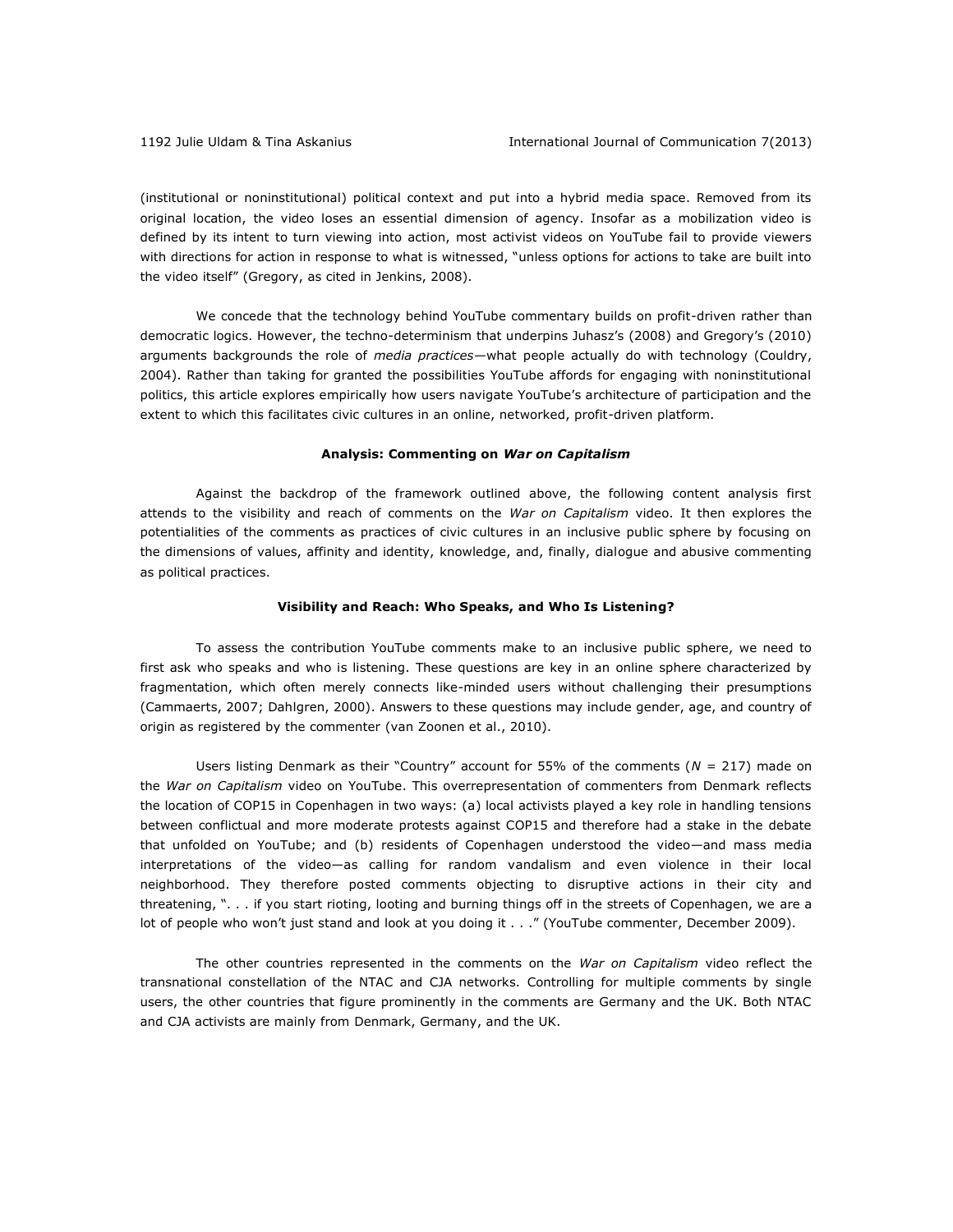(institutional or noninstitutional) political context and put into a hybrid media space. Removed from its original location, the video loses an essential dimension of agency. Insofar as a mobilization video is defined by its intent to turn viewing into action, most activist videos on YouTube fail to provide viewers with directions for action in response to what is witnessed, "unless options for actions to take are built into the video itself" (Gregory, as cited in Jenkins, 2008).

We concede that the technology behind YouTube commentary builds on profit-driven rather than democratic logics. However, the techno-determinism that underpins Juhasz's (2008) and Gregory's (2010) arguments backgrounds the role of *media practices*—what people actually do with technology (Couldry, 2004). Rather than taking for granted the possibilities YouTube affords for engaging with noninstitutional politics, this article explores empirically how users navigate YouTube's architecture of participation and the extent to which this facilitates civic cultures in an online, networked, profit-driven platform.

## Analysis: Commenting on *War on Capitalism*

Against the backdrop of the framework outlined above, the following content analysis first attends to the visibility and reach of comments on the *War on Capitalism* video. It then explores the potentialities of the comments as practices of civic cultures in an inclusive public sphere by focusing on the dimensions of values, affinity and identity, knowledge, and, finally, dialogue and abusive commenting as political practices.

### Visibility and Reach: Who Speaks, and Who Is Listening?

To assess the contribution YouTube comments make to an inclusive public sphere, we need to first ask who speaks and who is listening. These questions are key in an online sphere characterized by fragmentation, which often merely connects like-minded users without challenging their presumptions (Cammaerts, 2007; Dahlgren, 2000). Answers to these questions may include gender, age, and country of origin as registered by the commenter (van Zoonen et al., 2010).

Users listing Denmark as their "Country" account for 55% of the comments ($N$ = 217) made on the *War on Capitalism* video on YouTube. This overrepresentation of commenters from Denmark reflects the location of COP15 in Copenhagen in two ways: (a) local activists played a key role in handling tensions between conflictual and more moderate protests against COP15 and therefore had a stake in the debate that unfolded on YouTube; and (b) residents of Copenhagen understood the video—and mass media interpretations of the video—as calling for random vandalism and even violence in their local neighborhood. They therefore posted comments objecting to disruptive actions in their city and threatening, ". . . if you start rioting, looting and burning things off in the streets of Copenhagen, we are a lot of people who won't just stand and look at you doing it . . ." (YouTube commenter, December 2009).

The other countries represented in the comments on the *War on Capitalism* video reflect the transnational constellation of the NTAC and CJA networks. Controlling for multiple comments by single users, the other countries that figure prominently in the comments are Germany and the UK. Both NTAC and CJA activists are mainly from Denmark, Germany, and the UK.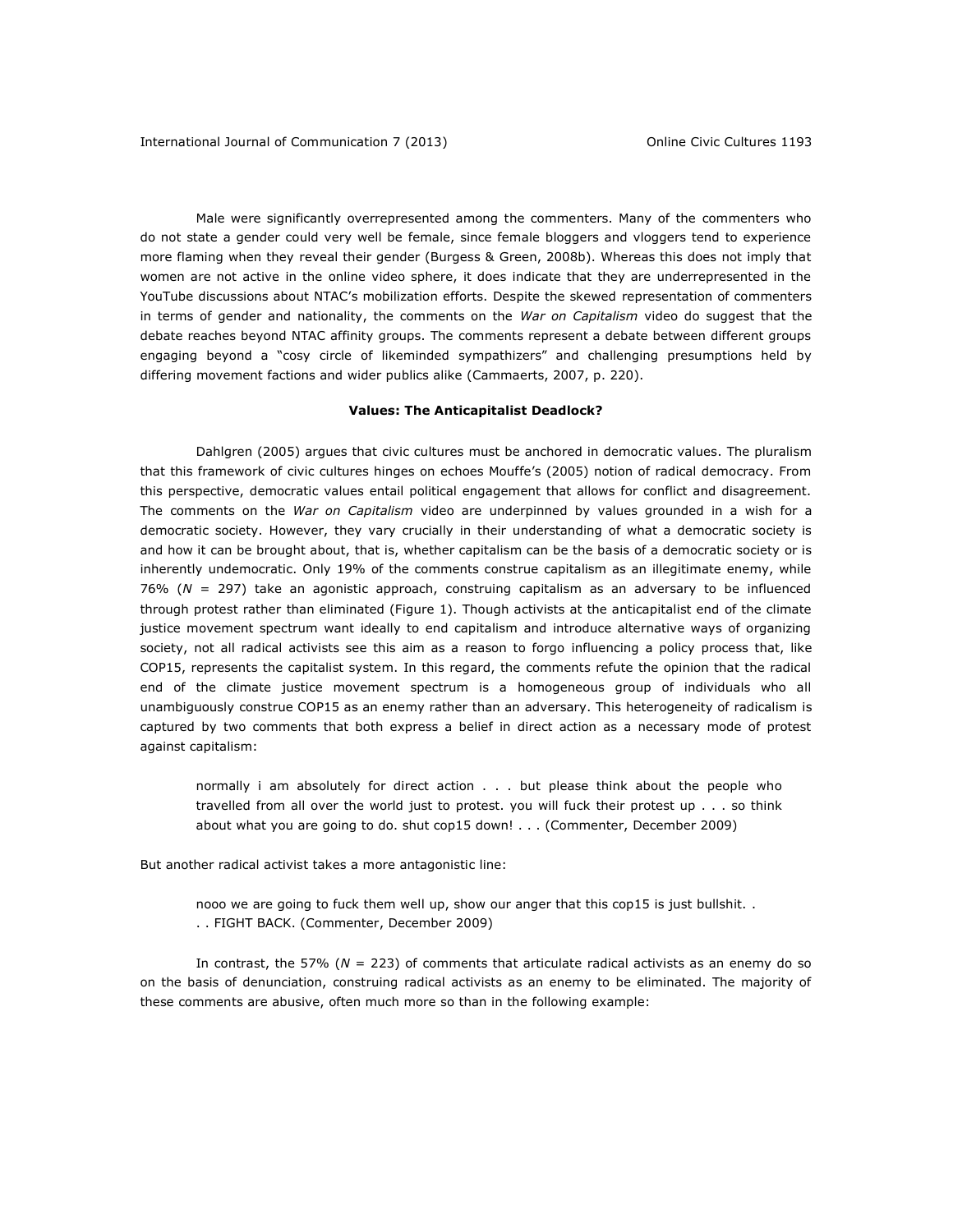Male were significantly overrepresented among the commenters. Many of the commenters who do not state a gender could very well be female, since female bloggers and vloggers tend to experience more flaming when they reveal their gender (Burgess & Green, 2008b). Whereas this does not imply that women are not active in the online video sphere, it does indicate that they are underrepresented in the YouTube discussions about NTAC's mobilization efforts. Despite the skewed representation of commenters in terms of gender and nationality, the comments on the *War on Capitalism* video do suggest that the debate reaches beyond NTAC affinity groups. The comments represent a debate between different groups engaging beyond a "cosy circle of likeminded sympathizers" and challenging presumptions held by differing movement factions and wider publics alike (Cammaerts, 2007, p. 220).

**Values: The Anticapitalist Deadlock?**

Dahlgren (2005) argues that civic cultures must be anchored in democratic values. The pluralism that this framework of civic cultures hinges on echoes Mouffe's (2005) notion of radical democracy. From this perspective, democratic values entail political engagement that allows for conflict and disagreement. The comments on the *War on Capitalism* video are underpinned by values grounded in a wish for a democratic society. However, they vary crucially in their understanding of what a democratic society is and how it can be brought about, that is, whether capitalism can be the basis of a democratic society or is inherently undemocratic. Only 19% of the comments construe capitalism as an illegitimate enemy, while 76% ($N$ = 297) take an agonistic approach, construing capitalism as an adversary to be influenced through protest rather than eliminated (Figure 1). Though activists at the anticapitalist end of the climate justice movement spectrum want ideally to end capitalism and introduce alternative ways of organizing society, not all radical activists see this aim as a reason to forgo influencing a policy process that, like COP15, represents the capitalist system. In this regard, the comments refute the opinion that the radical end of the climate justice movement spectrum is a homogeneous group of individuals who all unambiguously construe COP15 as an enemy rather than an adversary. This heterogeneity of radicalism is captured by two comments that both express a belief in direct action as a necessary mode of protest against capitalism:

> normally i am absolutely for direct action . . . but please think about the people who travelled from all over the world just to protest. you will fuck their protest up . . . so think about what you are going to do. shut cop15 down! . . . (Commenter, December 2009)

But another radical activist takes a more antagonistic line:

> nooo we are going to fuck them well up, show our anger that this cop15 is just bullshit. . . . FIGHT BACK. (Commenter, December 2009)

In contrast, the 57% ($N$ = 223) of comments that articulate radical activists as an enemy do so on the basis of denunciation, construing radical activists as an enemy to be eliminated. The majority of these comments are abusive, often much more so than in the following example: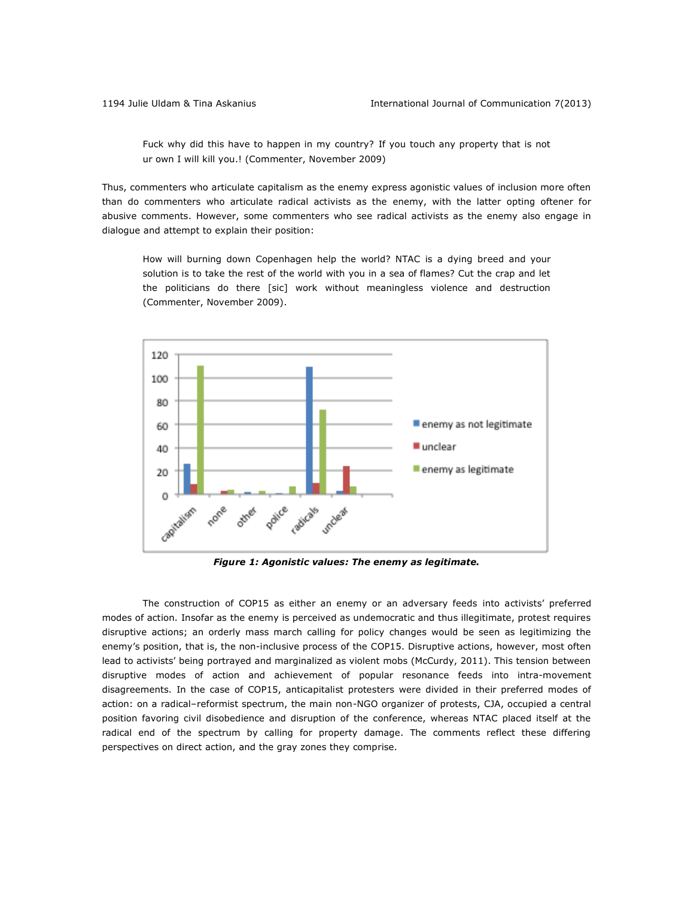> Fuck why did this have to happen in my country? If you touch any property that is not ur own I will kill you.! (Commenter, November 2009)

Thus, commenters who articulate capitalism as the enemy express agonistic values of inclusion more often than do commenters who articulate radical activists as the enemy, with the latter opting oftener for abusive comments. However, some commenters who see radical activists as the enemy also engage in dialogue and attempt to explain their position:

> How will burning down Copenhagen help the world? NTAC is a dying breed and your solution is to take the rest of the world with you in a sea of flames? Cut the crap and let the politicians do there [sic] work without meaningless violence and destruction (Commenter, November 2009).

***Figure 1: Agonistic values: The enemy as legitimate.***

The construction of COP15 as either an enemy or an adversary feeds into activists' preferred modes of action. Insofar as the enemy is perceived as undemocratic and thus illegitimate, protest requires disruptive actions; an orderly mass march calling for policy changes would be seen as legitimizing the enemy's position, that is, the non-inclusive process of the COP15. Disruptive actions, however, most often lead to activists' being portrayed and marginalized as violent mobs (McCurdy, 2011). This tension between disruptive modes of action and achievement of popular resonance feeds into intra-movement disagreements. In the case of COP15, anticapitalist protesters were divided in their preferred modes of action: on a radical–reformist spectrum, the main non-NGO organizer of protests, CJA, occupied a central position favoring civil disobedience and disruption of the conference, whereas NTAC placed itself at the radical end of the spectrum by calling for property damage. The comments reflect these differing perspectives on direct action, and the gray zones they comprise.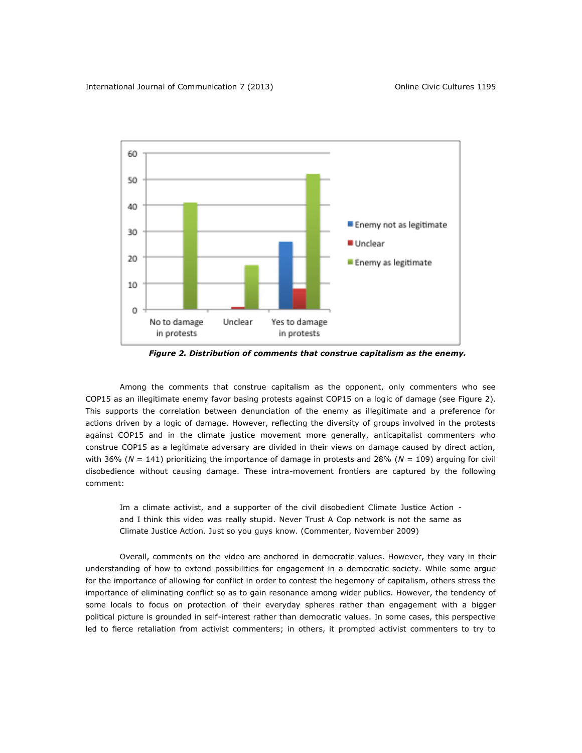*Figure 2. Distribution of comments that construe capitalism as the enemy.*

Among the comments that construe capitalism as the opponent, only commenters who see COP15 as an illegitimate enemy favor basing protests against COP15 on a logic of damage (see Figure 2). This supports the correlation between denunciation of the enemy as illegitimate and a preference for actions driven by a logic of damage. However, reflecting the diversity of groups involved in the protests against COP15 and in the climate justice movement more generally, anticapitalist commenters who construe COP15 as a legitimate adversary are divided in their views on damage caused by direct action, with 36% ($N$ = 141) prioritizing the importance of damage in protests and 28% ($N$ = 109) arguing for civil disobedience without causing damage. These intra-movement frontiers are captured by the following comment:

> Im a climate activist, and a supporter of the civil disobedient Climate Justice Action - and I think this video was really stupid. Never Trust A Cop network is not the same as Climate Justice Action. Just so you guys know. (Commenter, November 2009)

Overall, comments on the video are anchored in democratic values. However, they vary in their understanding of how to extend possibilities for engagement in a democratic society. While some argue for the importance of allowing for conflict in order to contest the hegemony of capitalism, others stress the importance of eliminating conflict so as to gain resonance among wider publics. However, the tendency of some locals to focus on protection of their everyday spheres rather than engagement with a bigger political picture is grounded in self-interest rather than democratic values. In some cases, this perspective led to fierce retaliation from activist commenters; in others, it prompted activist commenters to try to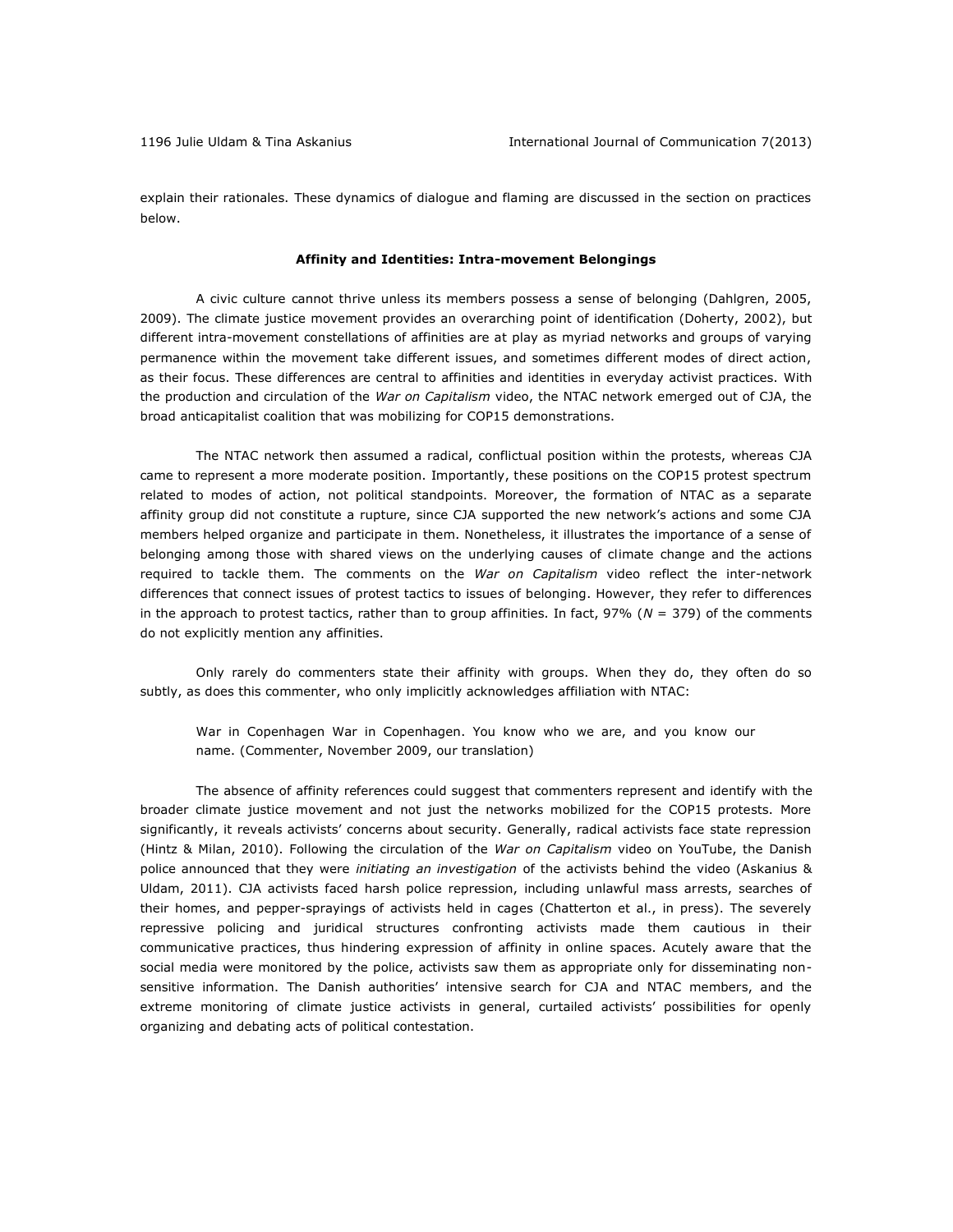explain their rationales. These dynamics of dialogue and flaming are discussed in the section on practices below.

### Affinity and Identities: Intra-movement Belongings

A civic culture cannot thrive unless its members possess a sense of belonging (Dahlgren, 2005, 2009). The climate justice movement provides an overarching point of identification (Doherty, 2002), but different intra-movement constellations of affinities are at play as myriad networks and groups of varying permanence within the movement take different issues, and sometimes different modes of direct action, as their focus. These differences are central to affinities and identities in everyday activist practices. With the production and circulation of the *War on Capitalism* video, the NTAC network emerged out of CJA, the broad anticapitalist coalition that was mobilizing for COP15 demonstrations.

The NTAC network then assumed a radical, conflictual position within the protests, whereas CJA came to represent a more moderate position. Importantly, these positions on the COP15 protest spectrum related to modes of action, not political standpoints. Moreover, the formation of NTAC as a separate affinity group did not constitute a rupture, since CJA supported the new network's actions and some CJA members helped organize and participate in them. Nonetheless, it illustrates the importance of a sense of belonging among those with shared views on the underlying causes of climate change and the actions required to tackle them. The comments on the *War on Capitalism* video reflect the inter-network differences that connect issues of protest tactics to issues of belonging. However, they refer to differences in the approach to protest tactics, rather than to group affinities. In fact, 97% ($N$ = 379) of the comments do not explicitly mention any affinities.

Only rarely do commenters state their affinity with groups. When they do, they often do so subtly, as does this commenter, who only implicitly acknowledges affiliation with NTAC:

> War in Copenhagen War in Copenhagen. You know who we are, and you know our name. (Commenter, November 2009, our translation)

The absence of affinity references could suggest that commenters represent and identify with the broader climate justice movement and not just the networks mobilized for the COP15 protests. More significantly, it reveals activists' concerns about security. Generally, radical activists face state repression (Hintz & Milan, 2010). Following the circulation of the *War on Capitalism* video on YouTube, the Danish police announced that they were *initiating an investigation* of the activists behind the video (Askanius & Uldam, 2011). CJA activists faced harsh police repression, including unlawful mass arrests, searches of their homes, and pepper-sprayings of activists held in cages (Chatterton et al., in press). The severely repressive policing and juridical structures confronting activists made them cautious in their communicative practices, thus hindering expression of affinity in online spaces. Acutely aware that the social media were monitored by the police, activists saw them as appropriate only for disseminating non-sensitive information. The Danish authorities' intensive search for CJA and NTAC members, and the extreme monitoring of climate justice activists in general, curtailed activists' possibilities for openly organizing and debating acts of political contestation.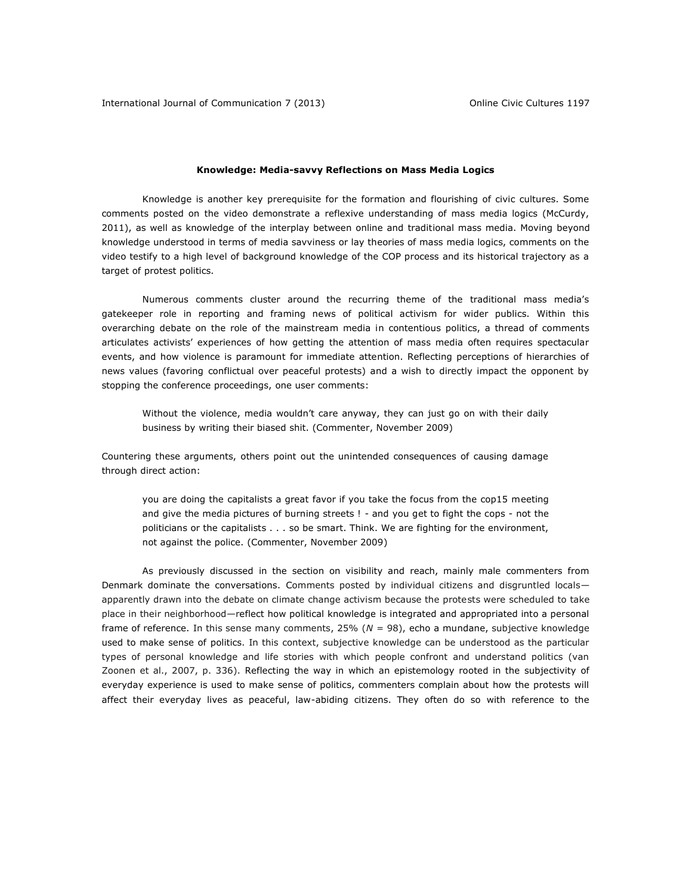### Knowledge: Media-savvy Reflections on Mass Media Logics

Knowledge is another key prerequisite for the formation and flourishing of civic cultures. Some comments posted on the video demonstrate a reflexive understanding of mass media logics (McCurdy, 2011), as well as knowledge of the interplay between online and traditional mass media. Moving beyond knowledge understood in terms of media savviness or lay theories of mass media logics, comments on the video testify to a high level of background knowledge of the COP process and its historical trajectory as a target of protest politics.

Numerous comments cluster around the recurring theme of the traditional mass media's gatekeeper role in reporting and framing news of political activism for wider publics. Within this overarching debate on the role of the mainstream media in contentious politics, a thread of comments articulates activists' experiences of how getting the attention of mass media often requires spectacular events, and how violence is paramount for immediate attention. Reflecting perceptions of hierarchies of news values (favoring conflictual over peaceful protests) and a wish to directly impact the opponent by stopping the conference proceedings, one user comments:

> Without the violence, media wouldn't care anyway, they can just go on with their daily business by writing their biased shit. (Commenter, November 2009)

Countering these arguments, others point out the unintended consequences of causing damage through direct action:

> you are doing the capitalists a great favor if you take the focus from the cop15 meeting and give the media pictures of burning streets ! - and you get to fight the cops - not the politicians or the capitalists . . . so be smart. Think. We are fighting for the environment, not against the police. (Commenter, November 2009)

As previously discussed in the section on visibility and reach, mainly male commenters from Denmark dominate the conversations. Comments posted by individual citizens and disgruntled locals—apparently drawn into the debate on climate change activism because the protests were scheduled to take place in their neighborhood—reflect how political knowledge is integrated and appropriated into a personal frame of reference. In this sense many comments, 25% (*N* = 98), echo a mundane, subjective knowledge used to make sense of politics. In this context, subjective knowledge can be understood as the particular types of personal knowledge and life stories with which people confront and understand politics (van Zoonen et al., 2007, p. 336). Reflecting the way in which an epistemology rooted in the subjectivity of everyday experience is used to make sense of politics, commenters complain about how the protests will affect their everyday lives as peaceful, law-abiding citizens. They often do so with reference to the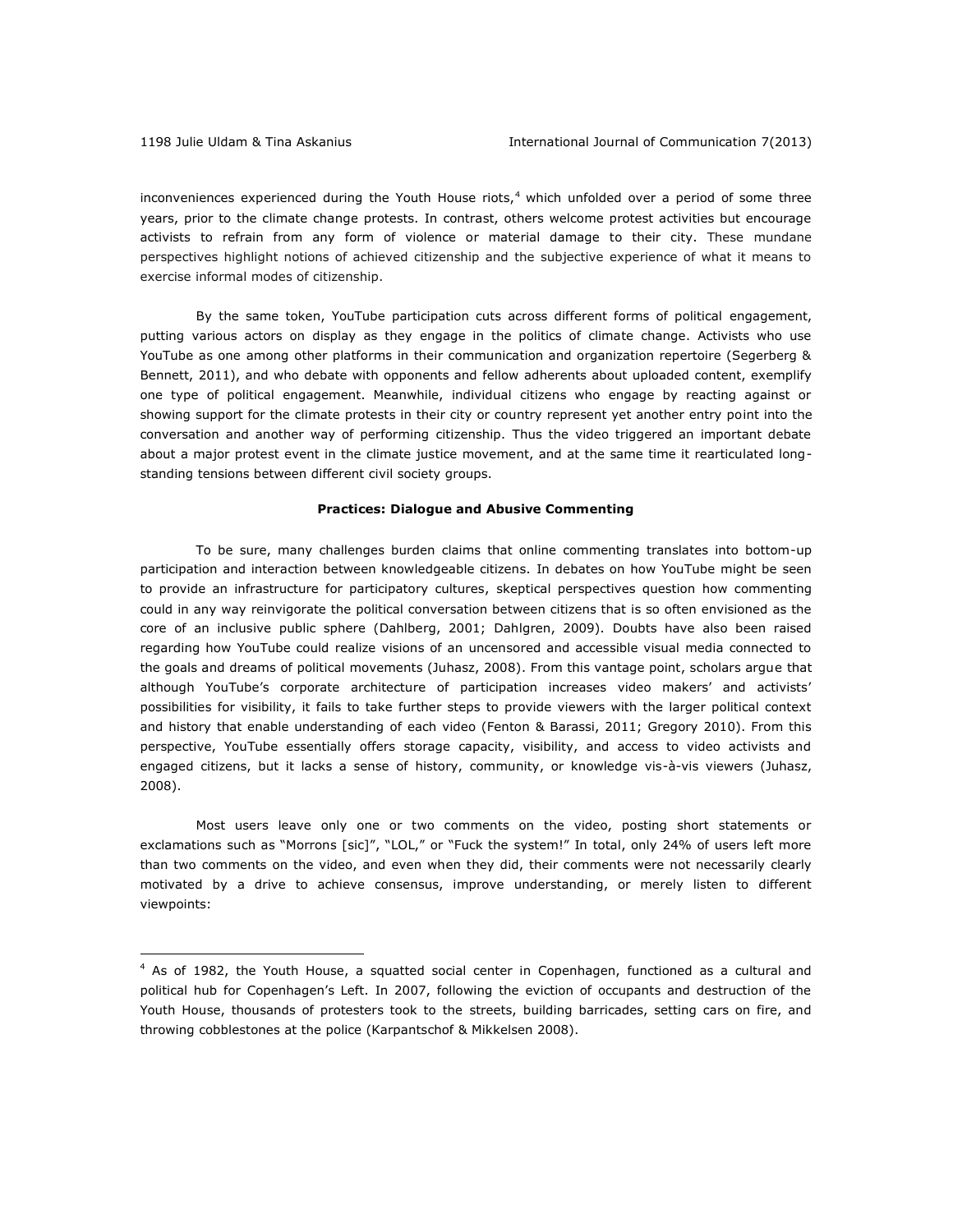inconveniences experienced during the Youth House riots,[4] which unfolded over a period of some three years, prior to the climate change protests. In contrast, others welcome protest activities but encourage activists to refrain from any form of violence or material damage to their city. These mundane perspectives highlight notions of achieved citizenship and the subjective experience of what it means to exercise informal modes of citizenship.

By the same token, YouTube participation cuts across different forms of political engagement, putting various actors on display as they engage in the politics of climate change. Activists who use YouTube as one among other platforms in their communication and organization repertoire (Segerberg & Bennett, 2011), and who debate with opponents and fellow adherents about uploaded content, exemplify one type of political engagement. Meanwhile, individual citizens who engage by reacting against or showing support for the climate protests in their city or country represent yet another entry point into the conversation and another way of performing citizenship. Thus the video triggered an important debate about a major protest event in the climate justice movement, and at the same time it rearticulated long-standing tensions between different civil society groups.

**Practices: Dialogue and Abusive Commenting**

To be sure, many challenges burden claims that online commenting translates into bottom-up participation and interaction between knowledgeable citizens. In debates on how YouTube might be seen to provide an infrastructure for participatory cultures, skeptical perspectives question how commenting could in any way reinvigorate the political conversation between citizens that is so often envisioned as the core of an inclusive public sphere (Dahlberg, 2001; Dahlgren, 2009). Doubts have also been raised regarding how YouTube could realize visions of an uncensored and accessible visual media connected to the goals and dreams of political movements (Juhasz, 2008). From this vantage point, scholars argue that although YouTube's corporate architecture of participation increases video makers' and activists' possibilities for visibility, it fails to take further steps to provide viewers with the larger political context and history that enable understanding of each video (Fenton & Barassi, 2011; Gregory 2010). From this perspective, YouTube essentially offers storage capacity, visibility, and access to video activists and engaged citizens, but it lacks a sense of history, community, or knowledge vis-à-vis viewers (Juhasz, 2008).

Most users leave only one or two comments on the video, posting short statements or exclamations such as "Morrons [sic]", "LOL," or "Fuck the system!" In total, only 24% of users left more than two comments on the video, and even when they did, their comments were not necessarily clearly motivated by a drive to achieve consensus, improve understanding, or merely listen to different viewpoints:

[4] As of 1982, the Youth House, a squatted social center in Copenhagen, functioned as a cultural and political hub for Copenhagen's Left. In 2007, following the eviction of occupants and destruction of the Youth House, thousands of protesters took to the streets, building barricades, setting cars on fire, and throwing cobblestones at the police (Karpantschof & Mikkelsen 2008).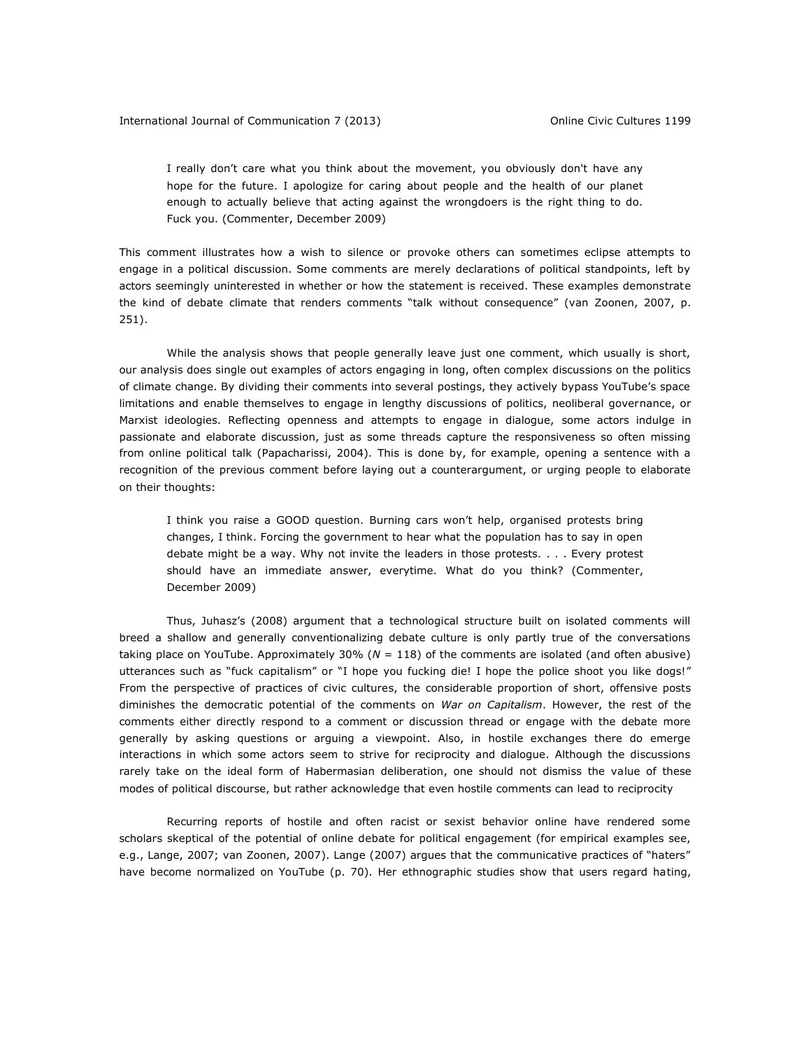> I really don't care what you think about the movement, you obviously don't have any hope for the future. I apologize for caring about people and the health of our planet enough to actually believe that acting against the wrongdoers is the right thing to do. Fuck you. (Commenter, December 2009)

This comment illustrates how a wish to silence or provoke others can sometimes eclipse attempts to engage in a political discussion. Some comments are merely declarations of political standpoints, left by actors seemingly uninterested in whether or how the statement is received. These examples demonstrate the kind of debate climate that renders comments "talk without consequence" (van Zoonen, 2007, p. 251).

While the analysis shows that people generally leave just one comment, which usually is short, our analysis does single out examples of actors engaging in long, often complex discussions on the politics of climate change. By dividing their comments into several postings, they actively bypass YouTube's space limitations and enable themselves to engage in lengthy discussions of politics, neoliberal governance, or Marxist ideologies. Reflecting openness and attempts to engage in dialogue, some actors indulge in passionate and elaborate discussion, just as some threads capture the responsiveness so often missing from online political talk (Papacharissi, 2004). This is done by, for example, opening a sentence with a recognition of the previous comment before laying out a counterargument, or urging people to elaborate on their thoughts:

> I think you raise a GOOD question. Burning cars won't help, organised protests bring changes, I think. Forcing the government to hear what the population has to say in open debate might be a way. Why not invite the leaders in those protests. . . . Every protest should have an immediate answer, everytime. What do you think? (Commenter, December 2009)

Thus, Juhasz's (2008) argument that a technological structure built on isolated comments will breed a shallow and generally conventionalizing debate culture is only partly true of the conversations taking place on YouTube. Approximately 30% ($N$ = 118) of the comments are isolated (and often abusive) utterances such as "fuck capitalism" or "I hope you fucking die! I hope the police shoot you like dogs!" From the perspective of practices of civic cultures, the considerable proportion of short, offensive posts diminishes the democratic potential of the comments on *War on Capitalism*. However, the rest of the comments either directly respond to a comment or discussion thread or engage with the debate more generally by asking questions or arguing a viewpoint. Also, in hostile exchanges there do emerge interactions in which some actors seem to strive for reciprocity and dialogue. Although the discussions rarely take on the ideal form of Habermasian deliberation, one should not dismiss the value of these modes of political discourse, but rather acknowledge that even hostile comments can lead to reciprocity

Recurring reports of hostile and often racist or sexist behavior online have rendered some scholars skeptical of the potential of online debate for political engagement (for empirical examples see, e.g., Lange, 2007; van Zoonen, 2007). Lange (2007) argues that the communicative practices of "haters" have become normalized on YouTube (p. 70). Her ethnographic studies show that users regard hating,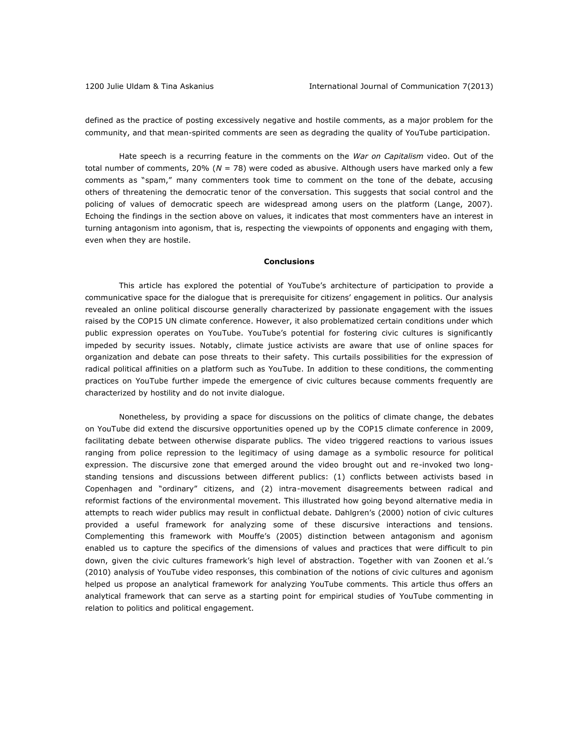defined as the practice of posting excessively negative and hostile comments, as a major problem for the community, and that mean-spirited comments are seen as degrading the quality of YouTube participation.

Hate speech is a recurring feature in the comments on the *War on Capitalism* video. Out of the total number of comments, 20% (*N* = 78) were coded as abusive. Although users have marked only a few comments as "spam," many commenters took time to comment on the tone of the debate, accusing others of threatening the democratic tenor of the conversation. This suggests that social control and the policing of values of democratic speech are widespread among users on the platform (Lange, 2007). Echoing the findings in the section above on values, it indicates that most commenters have an interest in turning antagonism into agonism, that is, respecting the viewpoints of opponents and engaging with them, even when they are hostile.

## Conclusions

This article has explored the potential of YouTube's architecture of participation to provide a communicative space for the dialogue that is prerequisite for citizens' engagement in politics. Our analysis revealed an online political discourse generally characterized by passionate engagement with the issues raised by the COP15 UN climate conference. However, it also problematized certain conditions under which public expression operates on YouTube. YouTube's potential for fostering civic cultures is significantly impeded by security issues. Notably, climate justice activists are aware that use of online spaces for organization and debate can pose threats to their safety. This curtails possibilities for the expression of radical political affinities on a platform such as YouTube. In addition to these conditions, the commenting practices on YouTube further impede the emergence of civic cultures because comments frequently are characterized by hostility and do not invite dialogue.

Nonetheless, by providing a space for discussions on the politics of climate change, the debates on YouTube did extend the discursive opportunities opened up by the COP15 climate conference in 2009, facilitating debate between otherwise disparate publics. The video triggered reactions to various issues ranging from police repression to the legitimacy of using damage as a symbolic resource for political expression. The discursive zone that emerged around the video brought out and re-invoked two long-standing tensions and discussions between different publics: (1) conflicts between activists based in Copenhagen and "ordinary" citizens, and (2) intra-movement disagreements between radical and reformist factions of the environmental movement. This illustrated how going beyond alternative media in attempts to reach wider publics may result in conflictual debate. Dahlgren's (2000) notion of civic cultures provided a useful framework for analyzing some of these discursive interactions and tensions. Complementing this framework with Mouffe's (2005) distinction between antagonism and agonism enabled us to capture the specifics of the dimensions of values and practices that were difficult to pin down, given the civic cultures framework's high level of abstraction. Together with van Zoonen et al.'s (2010) analysis of YouTube video responses, this combination of the notions of civic cultures and agonism helped us propose an analytical framework for analyzing YouTube comments. This article thus offers an analytical framework that can serve as a starting point for empirical studies of YouTube commenting in relation to politics and political engagement.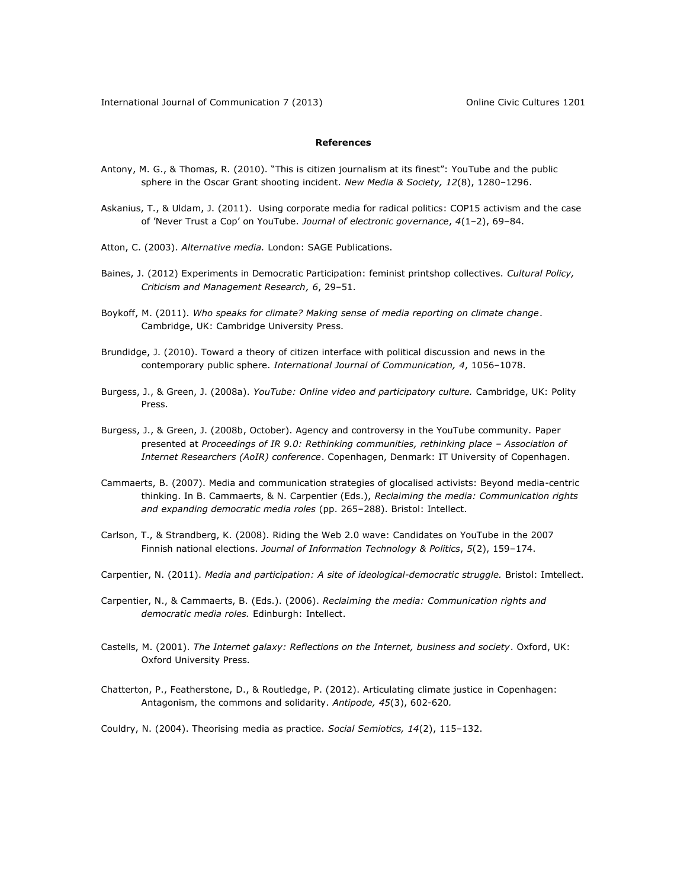**References**

Antony, M. G., & Thomas, R. (2010). "This is citizen journalism at its finest": YouTube and the public sphere in the Oscar Grant shooting incident. *New Media & Society, 12*(8), 1280–1296.

Askanius, T., & Uldam, J. (2011). Using corporate media for radical politics: COP15 activism and the case of 'Never Trust a Cop' on YouTube. *Journal of electronic governance*, *4*(1–2), 69–84.

Atton, C. (2003). *Alternative media.* London: SAGE Publications.

Baines, J. (2012) Experiments in Democratic Participation: feminist printshop collectives. *Cultural Policy, Criticism and Management Research, 6*, 29–51.

Boykoff, M. (2011). *Who speaks for climate? Making sense of media reporting on climate change*. Cambridge, UK: Cambridge University Press.

Brundidge, J. (2010). Toward a theory of citizen interface with political discussion and news in the contemporary public sphere. *International Journal of Communication, 4*, 1056–1078.

Burgess, J., & Green, J. (2008a). *YouTube: Online video and participatory culture.* Cambridge, UK: Polity Press.

Burgess, J., & Green, J. (2008b, October). Agency and controversy in the YouTube community. Paper presented at *Proceedings of IR 9.0: Rethinking communities, rethinking place – Association of Internet Researchers (AoIR) conference*. Copenhagen, Denmark: IT University of Copenhagen.

Cammaerts, B. (2007). Media and communication strategies of glocalised activists: Beyond media-centric thinking. In B. Cammaerts, & N. Carpentier (Eds.), *Reclaiming the media: Communication rights and expanding democratic media roles* (pp. 265–288). Bristol: Intellect.

Carlson, T., & Strandberg, K. (2008). Riding the Web 2.0 wave: Candidates on YouTube in the 2007 Finnish national elections. *Journal of Information Technology & Politics*, *5*(2), 159–174.

Carpentier, N. (2011). *Media and participation: A site of ideological-democratic struggle.* Bristol: Imtellect.

Carpentier, N., & Cammaerts, B. (Eds.). (2006). *Reclaiming the media: Communication rights and democratic media roles.* Edinburgh: Intellect.

Castells, M. (2001). *The Internet galaxy: Reflections on the Internet, business and society*. Oxford, UK: Oxford University Press.

Chatterton, P., Featherstone, D., & Routledge, P. (2012). Articulating climate justice in Copenhagen: Antagonism, the commons and solidarity. *Antipode, 45*(3), 602-620.

Couldry, N. (2004). Theorising media as practice. *Social Semiotics, 14*(2), 115–132.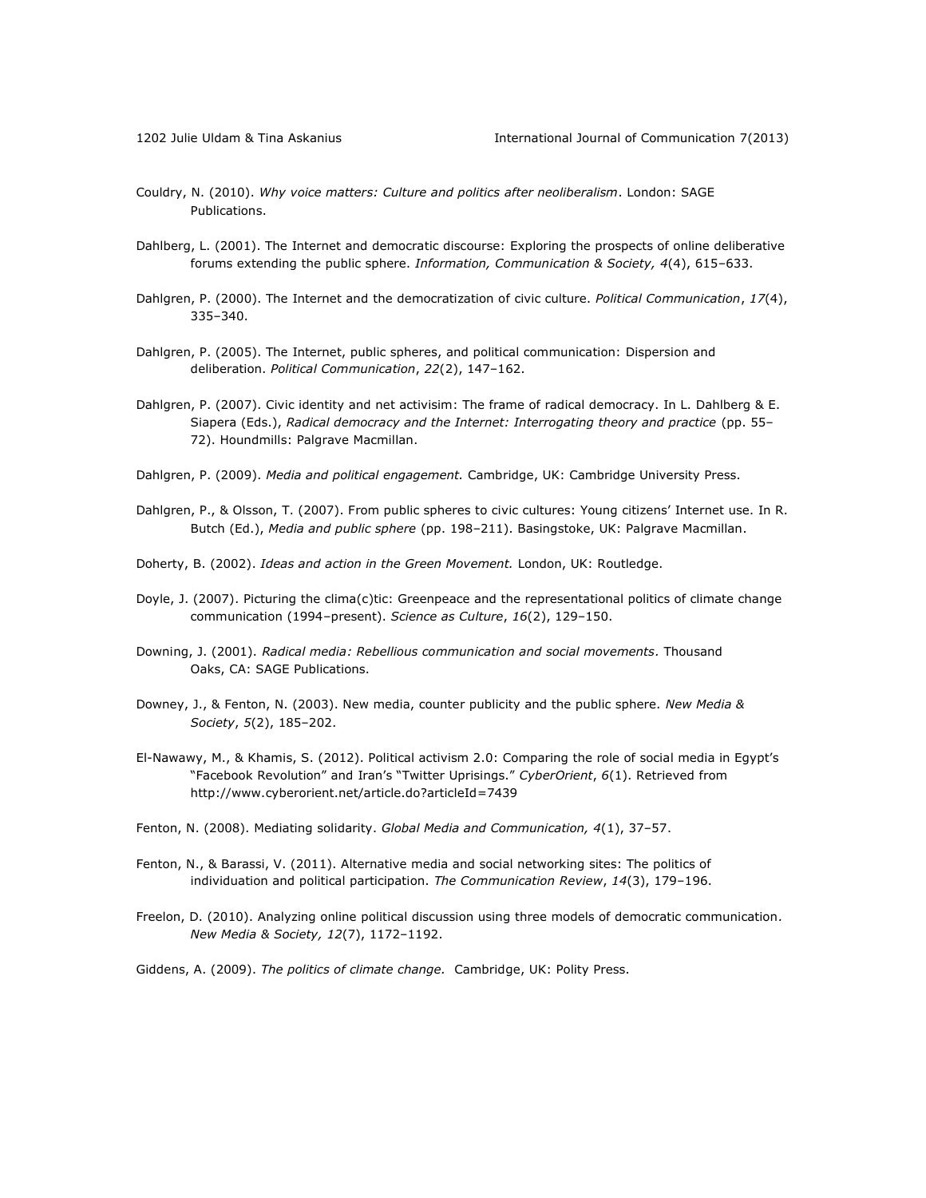Couldry, N. (2010). *Why voice matters: Culture and politics after neoliberalism*. London: SAGE Publications.

Dahlberg, L. (2001). The Internet and democratic discourse: Exploring the prospects of online deliberative forums extending the public sphere. *Information, Communication & Society, 4*(4), 615–633.

Dahlgren, P. (2000). The Internet and the democratization of civic culture. *Political Communication*, *17*(4), 335–340.

Dahlgren, P. (2005). The Internet, public spheres, and political communication: Dispersion and deliberation. *Political Communication*, *22*(2), 147–162.

Dahlgren, P. (2007). Civic identity and net activisim: The frame of radical democracy. In L. Dahlberg & E. Siapera (Eds.), *Radical democracy and the Internet: Interrogating theory and practice* (pp. 55–72). Houndmills: Palgrave Macmillan.

Dahlgren, P. (2009). *Media and political engagement.* Cambridge, UK: Cambridge University Press.

Dahlgren, P., & Olsson, T. (2007). From public spheres to civic cultures: Young citizens' Internet use. In R. Butch (Ed.), *Media and public sphere* (pp. 198–211). Basingstoke, UK: Palgrave Macmillan.

Doherty, B. (2002). *Ideas and action in the Green Movement.* London, UK: Routledge.

Doyle, J. (2007). Picturing the clima(c)tic: Greenpeace and the representational politics of climate change communication (1994–present). *Science as Culture*, *16*(2), 129–150.

Downing, J. (2001). *Radical media: Rebellious communication and social movements.* Thousand Oaks, CA: SAGE Publications.

Downey, J., & Fenton, N. (2003). New media, counter publicity and the public sphere. *New Media & Society*, *5*(2), 185–202.

El-Nawawy, M., & Khamis, S. (2012). Political activism 2.0: Comparing the role of social media in Egypt's "Facebook Revolution" and Iran's "Twitter Uprisings." *CyberOrient*, *6*(1). Retrieved from http://www.cyberorient.net/article.do?articleId=7439

Fenton, N. (2008). Mediating solidarity. *Global Media and Communication, 4*(1), 37–57.

Fenton, N., & Barassi, V. (2011). Alternative media and social networking sites: The politics of individuation and political participation. *The Communication Review*, *14*(3), 179–196.

Freelon, D. (2010). Analyzing online political discussion using three models of democratic communication. *New Media & Society, 12*(7), 1172–1192.

Giddens, A. (2009). *The politics of climate change.* Cambridge, UK: Polity Press.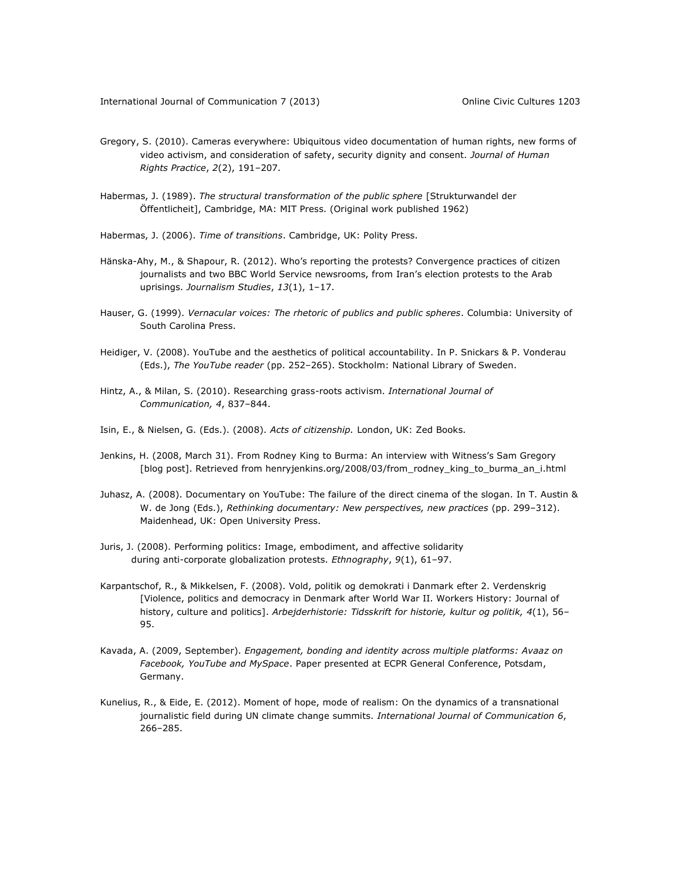Gregory, S. (2010). Cameras everywhere: Ubiquitous video documentation of human rights, new forms of video activism, and consideration of safety, security dignity and consent. *Journal of Human Rights Practice*, *2*(2), 191–207.

Habermas, J. (1989). *The structural transformation of the public sphere* [Strukturwandel der Öffentlicheit], Cambridge, MA: MIT Press. (Original work published 1962)

Habermas, J. (2006). *Time of transitions*. Cambridge, UK: Polity Press.

Hänska-Ahy, M., & Shapour, R. (2012). Who's reporting the protests? Convergence practices of citizen journalists and two BBC World Service newsrooms, from Iran's election protests to the Arab uprisings. *Journalism Studies*, *13*(1), 1–17.

Hauser, G. (1999). *Vernacular voices: The rhetoric of publics and public spheres*. Columbia: University of South Carolina Press.

Heidiger, V. (2008). YouTube and the aesthetics of political accountability. In P. Snickars & P. Vonderau (Eds.), *The YouTube reader* (pp. 252–265). Stockholm: National Library of Sweden.

Hintz, A., & Milan, S. (2010). Researching grass-roots activism. *International Journal of Communication, 4*, 837–844.

Isin, E., & Nielsen, G. (Eds.). (2008). *Acts of citizenship.* London, UK: Zed Books.

Jenkins, H. (2008, March 31). From Rodney King to Burma: An interview with Witness's Sam Gregory [blog post]. Retrieved from henryjenkins.org/2008/03/from_rodney_king_to_burma_an_i.html

Juhasz, A. (2008). Documentary on YouTube: The failure of the direct cinema of the slogan. In T. Austin & W. de Jong (Eds.), *Rethinking documentary: New perspectives, new practices* (pp. 299–312). Maidenhead, UK: Open University Press.

Juris, J. (2008). Performing politics: Image, embodiment, and affective solidarity during anti-corporate globalization protests. *Ethnography*, *9*(1), 61–97.

Karpantschof, R., & Mikkelsen, F. (2008). Vold, politik og demokrati i Danmark efter 2. Verdenskrig [Violence, politics and democracy in Denmark after World War II. Workers History: Journal of history, culture and politics]. *Arbejderhistorie: Tidsskrift for historie, kultur og politik, 4*(1), 56–95.

Kavada, A. (2009, September). *Engagement, bonding and identity across multiple platforms: Avaaz on Facebook, YouTube and MySpace*. Paper presented at ECPR General Conference, Potsdam, Germany.

Kunelius, R., & Eide, E. (2012). Moment of hope, mode of realism: On the dynamics of a transnational journalistic field during UN climate change summits. *International Journal of Communication 6*, 266–285.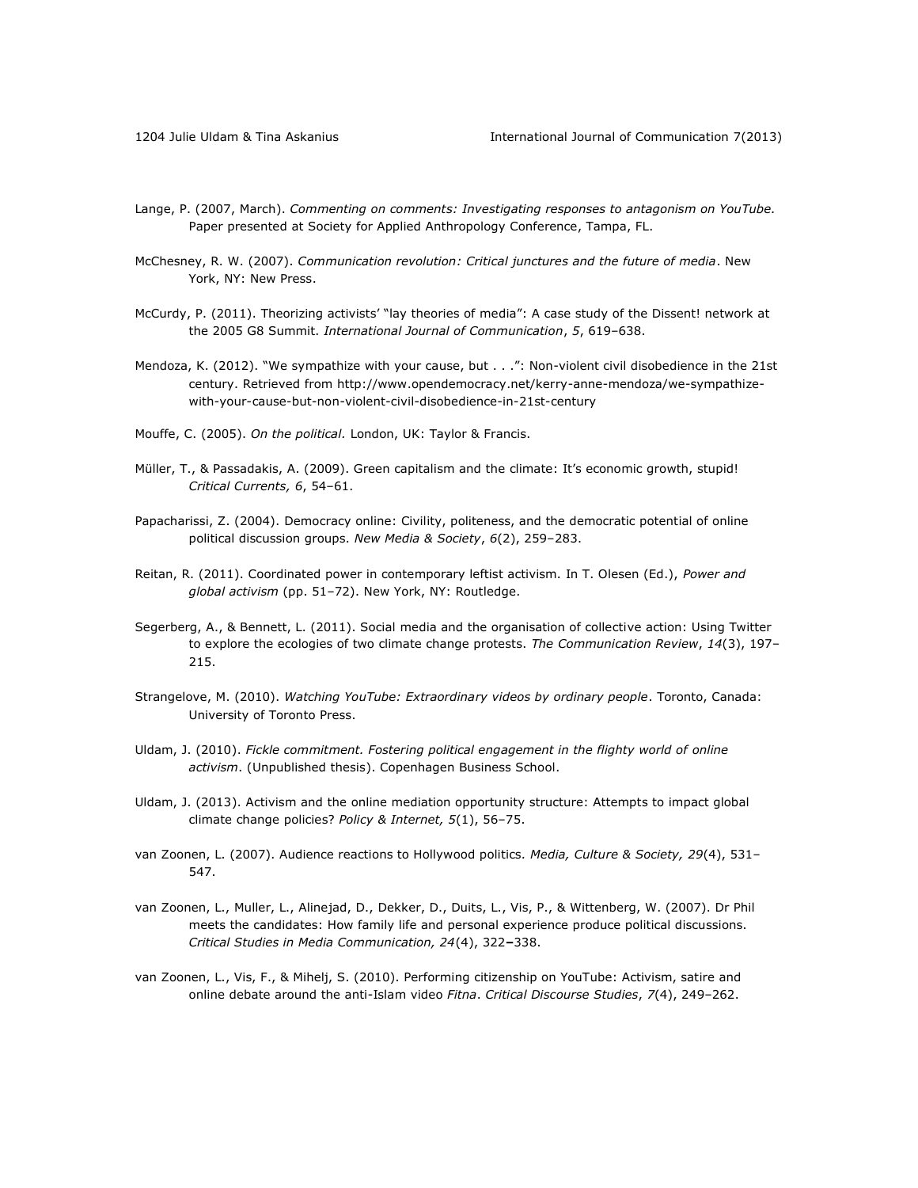Lange, P. (2007, March). *Commenting on comments: Investigating responses to antagonism on YouTube.* Paper presented at Society for Applied Anthropology Conference, Tampa, FL.

McChesney, R. W. (2007). *Communication revolution: Critical junctures and the future of media*. New York, NY: New Press.

McCurdy, P. (2011). Theorizing activists' "lay theories of media": A case study of the Dissent! network at the 2005 G8 Summit. *International Journal of Communication*, *5*, 619–638.

Mendoza, K. (2012). "We sympathize with your cause, but . . .": Non-violent civil disobedience in the 21st century. Retrieved from http://www.opendemocracy.net/kerry-anne-mendoza/we-sympathize-with-your-cause-but-non-violent-civil-disobedience-in-21st-century

Mouffe, C. (2005). *On the political.* London, UK: Taylor & Francis.

Müller, T., & Passadakis, A. (2009). Green capitalism and the climate: It's economic growth, stupid! *Critical Currents, 6*, 54–61.

Papacharissi, Z. (2004). Democracy online: Civility, politeness, and the democratic potential of online political discussion groups. *New Media & Society*, *6*(2), 259–283.

Reitan, R. (2011). Coordinated power in contemporary leftist activism. In T. Olesen (Ed.), *Power and global activism* (pp. 51–72). New York, NY: Routledge.

Segerberg, A., & Bennett, L. (2011). Social media and the organisation of collective action: Using Twitter to explore the ecologies of two climate change protests. *The Communication Review*, *14*(3), 197–215.

Strangelove, M. (2010). *Watching YouTube: Extraordinary videos by ordinary people*. Toronto, Canada: University of Toronto Press.

Uldam, J. (2010). *Fickle commitment. Fostering political engagement in the flighty world of online activism*. (Unpublished thesis). Copenhagen Business School.

Uldam, J. (2013). Activism and the online mediation opportunity structure: Attempts to impact global climate change policies? *Policy & Internet, 5*(1), 56–75.

van Zoonen, L. (2007). Audience reactions to Hollywood politics*. Media, Culture & Society, 29*(4), 531–547.

van Zoonen, L., Muller, L., Alinejad, D., Dekker, D., Duits, L., Vis, P., & Wittenberg, W. (2007). Dr Phil meets the candidates: How family life and personal experience produce political discussions. *Critical Studies in Media Communication, 24*(4), 322–338.

van Zoonen, L., Vis, F., & Mihelj, S. (2010). Performing citizenship on YouTube: Activism, satire and online debate around the anti-Islam video *Fitna*. *Critical Discourse Studies*, *7*(4), 249–262.